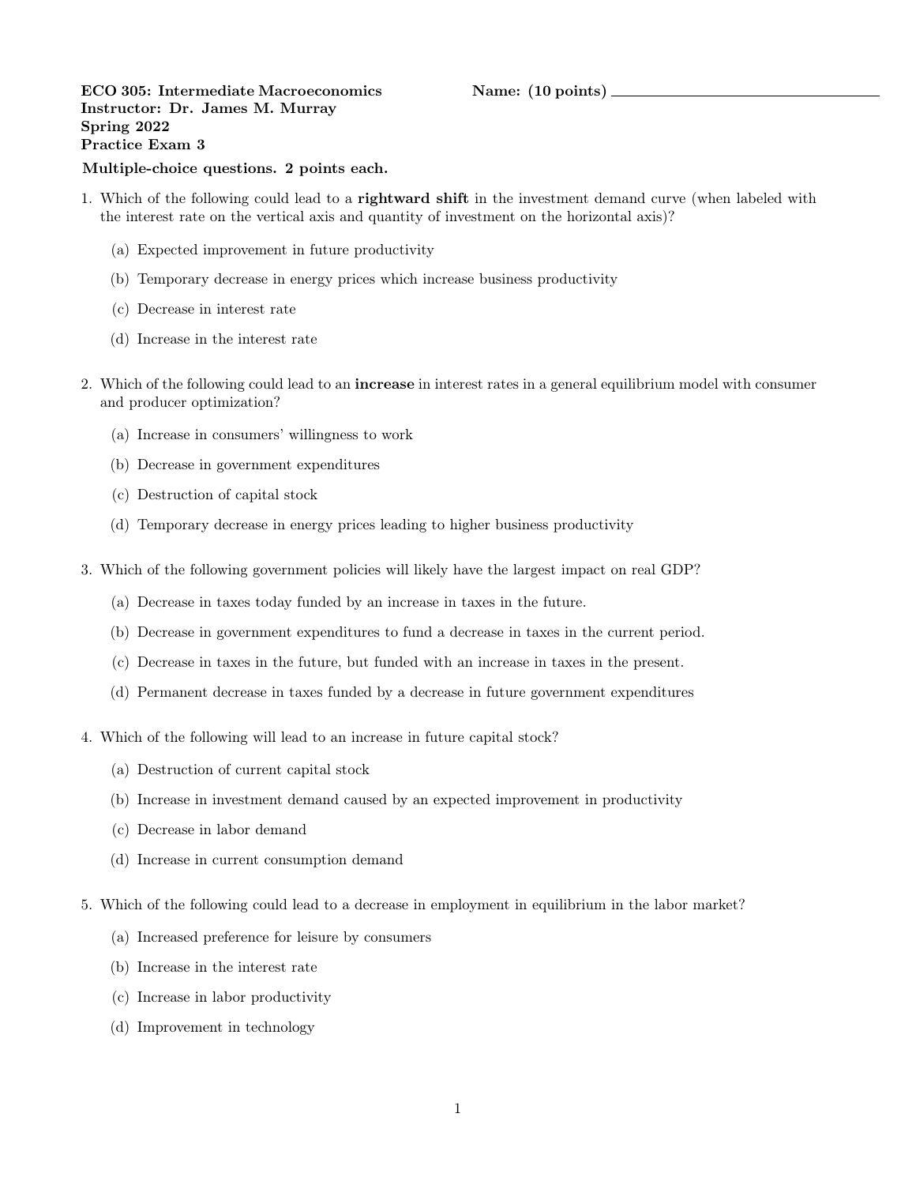**ECO 305: Intermediate Macroeconomics** **Name: (10 points)** ______________________________
**Instructor: Dr. James M. Murray**
**Spring 2022**
**Practice Exam 3**

**Multiple-choice questions. 2 points each.**

1. Which of the following could lead to a **rightward shift** in the investment demand curve (when labeled with the interest rate on the vertical axis and quantity of investment on the horizontal axis)?

   (a) Expected improvement in future productivity

   (b) Temporary decrease in energy prices which increase business productivity

   (c) Decrease in interest rate

   (d) Increase in the interest rate

2. Which of the following could lead to an **increase** in interest rates in a general equilibrium model with consumer and producer optimization?

   (a) Increase in consumers' willingness to work

   (b) Decrease in government expenditures

   (c) Destruction of capital stock

   (d) Temporary decrease in energy prices leading to higher business productivity

3. Which of the following government policies will likely have the largest impact on real GDP?

   (a) Decrease in taxes today funded by an increase in taxes in the future.

   (b) Decrease in government expenditures to fund a decrease in taxes in the current period.

   (c) Decrease in taxes in the future, but funded with an increase in taxes in the present.

   (d) Permanent decrease in taxes funded by a decrease in future government expenditures

4. Which of the following will lead to an increase in future capital stock?

   (a) Destruction of current capital stock

   (b) Increase in investment demand caused by an expected improvement in productivity

   (c) Decrease in labor demand

   (d) Increase in current consumption demand

5. Which of the following could lead to a decrease in employment in equilibrium in the labor market?

   (a) Increased preference for leisure by consumers

   (b) Increase in the interest rate

   (c) Increase in labor productivity

   (d) Improvement in technology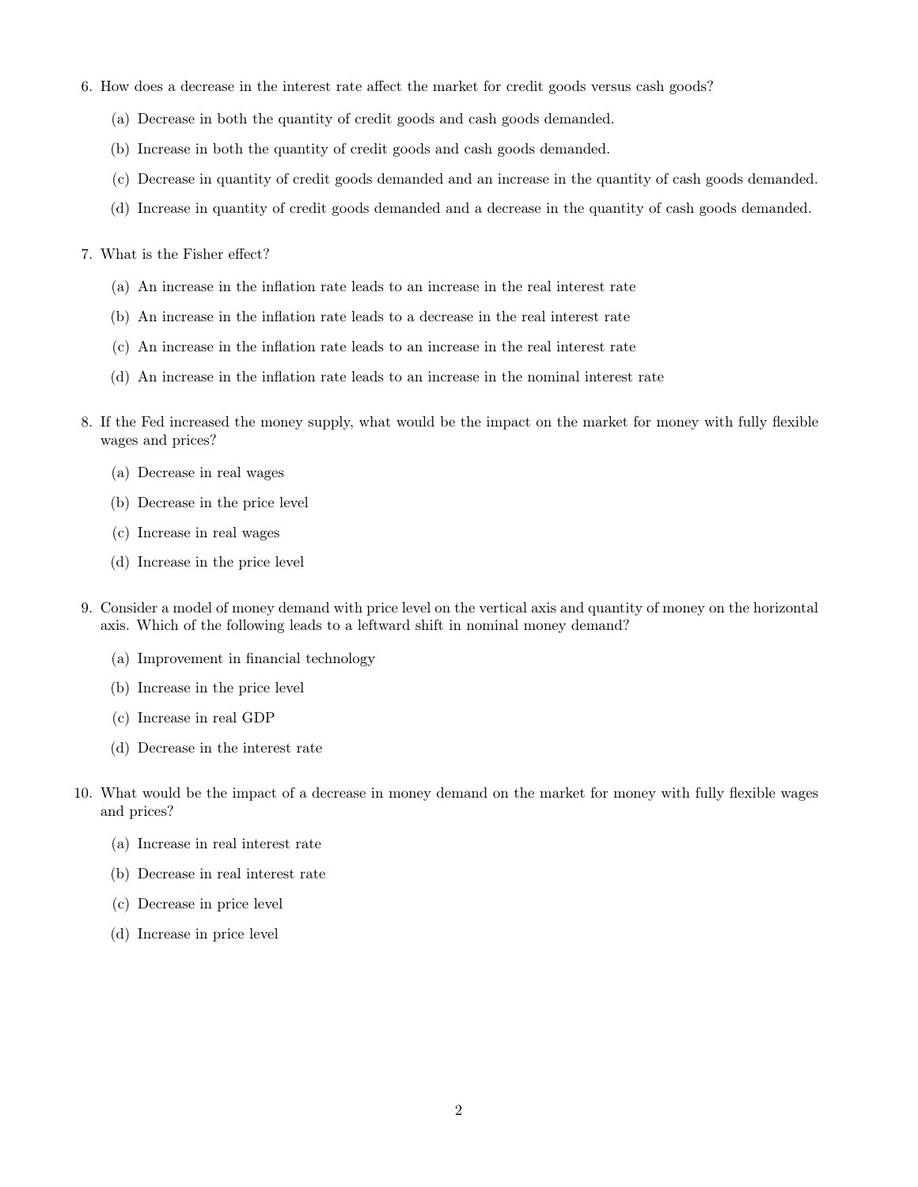6. How does a decrease in the interest rate affect the market for credit goods versus cash goods?

   (a) Decrease in both the quantity of credit goods and cash goods demanded.

   (b) Increase in both the quantity of credit goods and cash goods demanded.

   (c) Decrease in quantity of credit goods demanded and an increase in the quantity of cash goods demanded.

   (d) Increase in quantity of credit goods demanded and a decrease in the quantity of cash goods demanded.

7. What is the Fisher effect?

   (a) An increase in the inflation rate leads to an increase in the real interest rate

   (b) An increase in the inflation rate leads to a decrease in the real interest rate

   (c) An increase in the inflation rate leads to an increase in the real interest rate

   (d) An increase in the inflation rate leads to an increase in the nominal interest rate

8. If the Fed increased the money supply, what would be the impact on the market for money with fully flexible wages and prices?

   (a) Decrease in real wages

   (b) Decrease in the price level

   (c) Increase in real wages

   (d) Increase in the price level

9. Consider a model of money demand with price level on the vertical axis and quantity of money on the horizontal axis. Which of the following leads to a leftward shift in nominal money demand?

   (a) Improvement in financial technology

   (b) Increase in the price level

   (c) Increase in real GDP

   (d) Decrease in the interest rate

10. What would be the impact of a decrease in money demand on the market for money with fully flexible wages and prices?

    (a) Increase in real interest rate

    (b) Decrease in real interest rate

    (c) Decrease in price level

    (d) Increase in price level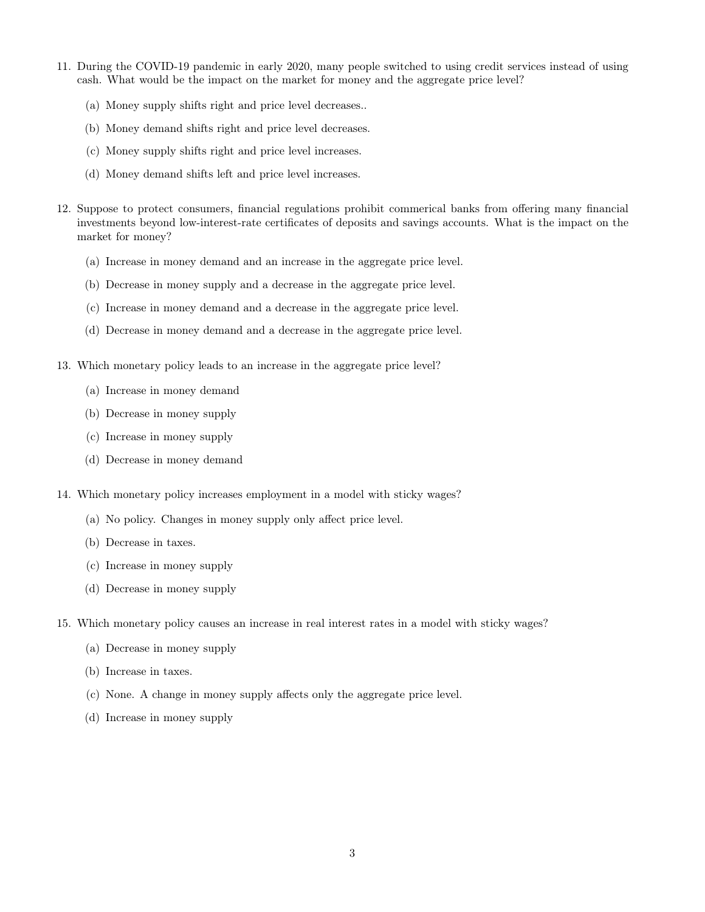11. During the COVID-19 pandemic in early 2020, many people switched to using credit services instead of using cash. What would be the impact on the market for money and the aggregate price level?

    (a) Money supply shifts right and price level decreases..

    (b) Money demand shifts right and price level decreases.

    (c) Money supply shifts right and price level increases.

    (d) Money demand shifts left and price level increases.

12. Suppose to protect consumers, financial regulations prohibit commerical banks from offering many financial investments beyond low-interest-rate certificates of deposits and savings accounts. What is the impact on the market for money?

    (a) Increase in money demand and an increase in the aggregate price level.

    (b) Decrease in money supply and a decrease in the aggregate price level.

    (c) Increase in money demand and a decrease in the aggregate price level.

    (d) Decrease in money demand and a decrease in the aggregate price level.

13. Which monetary policy leads to an increase in the aggregate price level?

    (a) Increase in money demand

    (b) Decrease in money supply

    (c) Increase in money supply

    (d) Decrease in money demand

14. Which monetary policy increases employment in a model with sticky wages?

    (a) No policy. Changes in money supply only affect price level.

    (b) Decrease in taxes.

    (c) Increase in money supply

    (d) Decrease in money supply

15. Which monetary policy causes an increase in real interest rates in a model with sticky wages?

    (a) Decrease in money supply

    (b) Increase in taxes.

    (c) None. A change in money supply affects only the aggregate price level.

    (d) Increase in money supply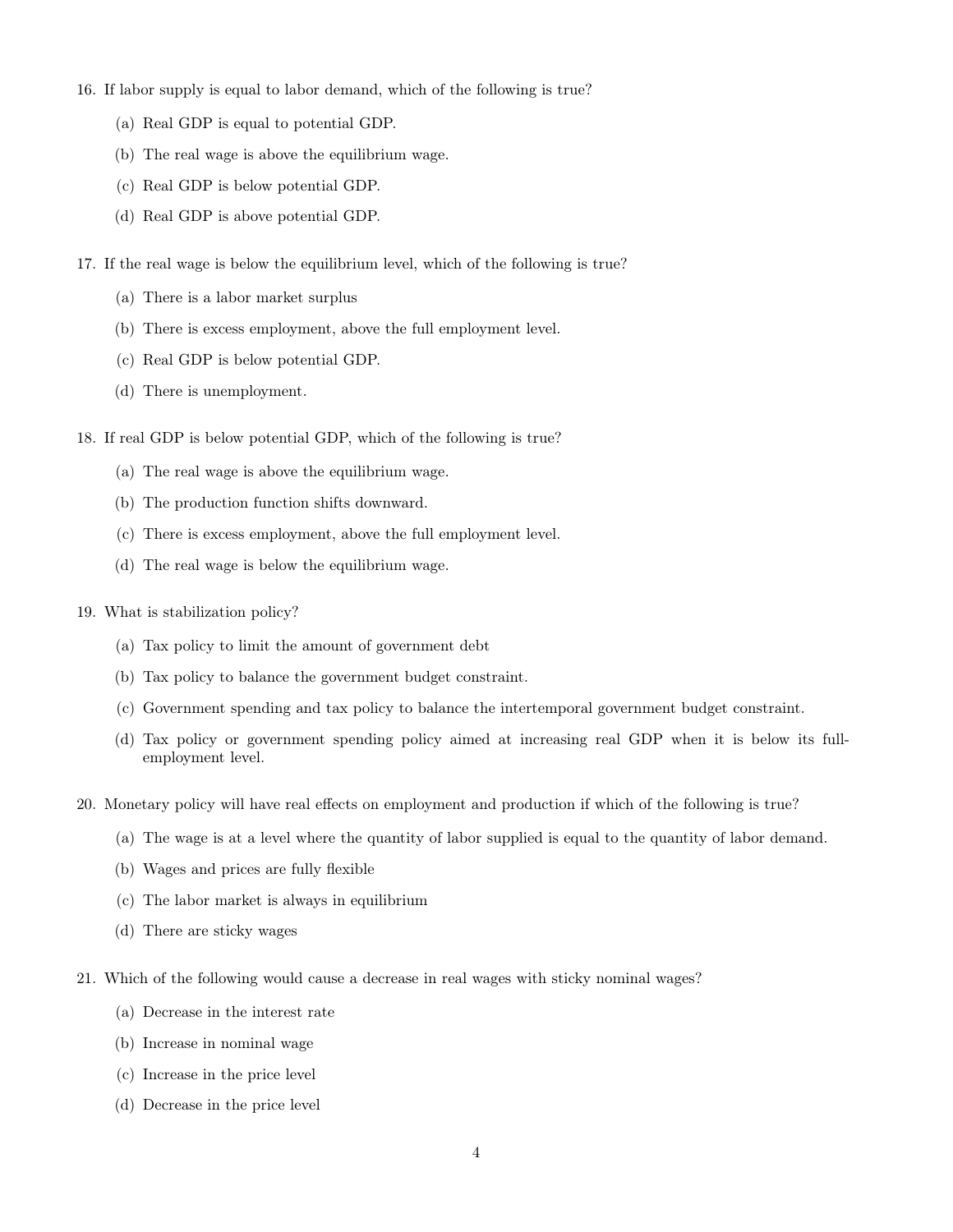16. If labor supply is equal to labor demand, which of the following is true?

   (a) Real GDP is equal to potential GDP.

   (b) The real wage is above the equilibrium wage.

   (c) Real GDP is below potential GDP.

   (d) Real GDP is above potential GDP.

17. If the real wage is below the equilibrium level, which of the following is true?

   (a) There is a labor market surplus

   (b) There is excess employment, above the full employment level.

   (c) Real GDP is below potential GDP.

   (d) There is unemployment.

18. If real GDP is below potential GDP, which of the following is true?

   (a) The real wage is above the equilibrium wage.

   (b) The production function shifts downward.

   (c) There is excess employment, above the full employment level.

   (d) The real wage is below the equilibrium wage.

19. What is stabilization policy?

   (a) Tax policy to limit the amount of government debt

   (b) Tax policy to balance the government budget constraint.

   (c) Government spending and tax policy to balance the intertemporal government budget constraint.

   (d) Tax policy or government spending policy aimed at increasing real GDP when it is below its full-employment level.

20. Monetary policy will have real effects on employment and production if which of the following is true?

   (a) The wage is at a level where the quantity of labor supplied is equal to the quantity of labor demand.

   (b) Wages and prices are fully flexible

   (c) The labor market is always in equilibrium

   (d) There are sticky wages

21. Which of the following would cause a decrease in real wages with sticky nominal wages?

   (a) Decrease in the interest rate

   (b) Increase in nominal wage

   (c) Increase in the price level

   (d) Decrease in the price level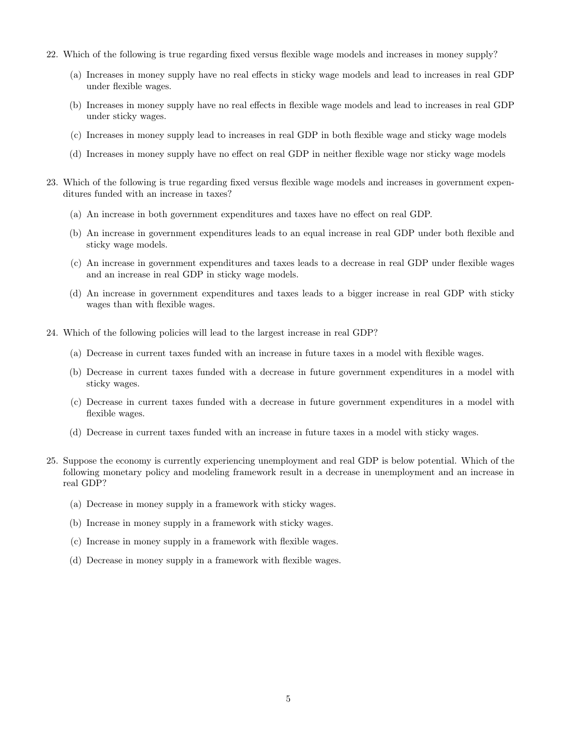22. Which of the following is true regarding fixed versus flexible wage models and increases in money supply?

    (a) Increases in money supply have no real effects in sticky wage models and lead to increases in real GDP under flexible wages.

    (b) Increases in money supply have no real effects in flexible wage models and lead to increases in real GDP under sticky wages.

    (c) Increases in money supply lead to increases in real GDP in both flexible wage and sticky wage models

    (d) Increases in money supply have no effect on real GDP in neither flexible wage nor sticky wage models

23. Which of the following is true regarding fixed versus flexible wage models and increases in government expenditures funded with an increase in taxes?

    (a) An increase in both government expenditures and taxes have no effect on real GDP.

    (b) An increase in government expenditures leads to an equal increase in real GDP under both flexible and sticky wage models.

    (c) An increase in government expenditures and taxes leads to a decrease in real GDP under flexible wages and an increase in real GDP in sticky wage models.

    (d) An increase in government expenditures and taxes leads to a bigger increase in real GDP with sticky wages than with flexible wages.

24. Which of the following policies will lead to the largest increase in real GDP?

    (a) Decrease in current taxes funded with an increase in future taxes in a model with flexible wages.

    (b) Decrease in current taxes funded with a decrease in future government expenditures in a model with sticky wages.

    (c) Decrease in current taxes funded with a decrease in future government expenditures in a model with flexible wages.

    (d) Decrease in current taxes funded with an increase in future taxes in a model with sticky wages.

25. Suppose the economy is currently experiencing unemployment and real GDP is below potential. Which of the following monetary policy and modeling framework result in a decrease in unemployment and an increase in real GDP?

    (a) Decrease in money supply in a framework with sticky wages.

    (b) Increase in money supply in a framework with sticky wages.

    (c) Increase in money supply in a framework with flexible wages.

    (d) Decrease in money supply in a framework with flexible wages.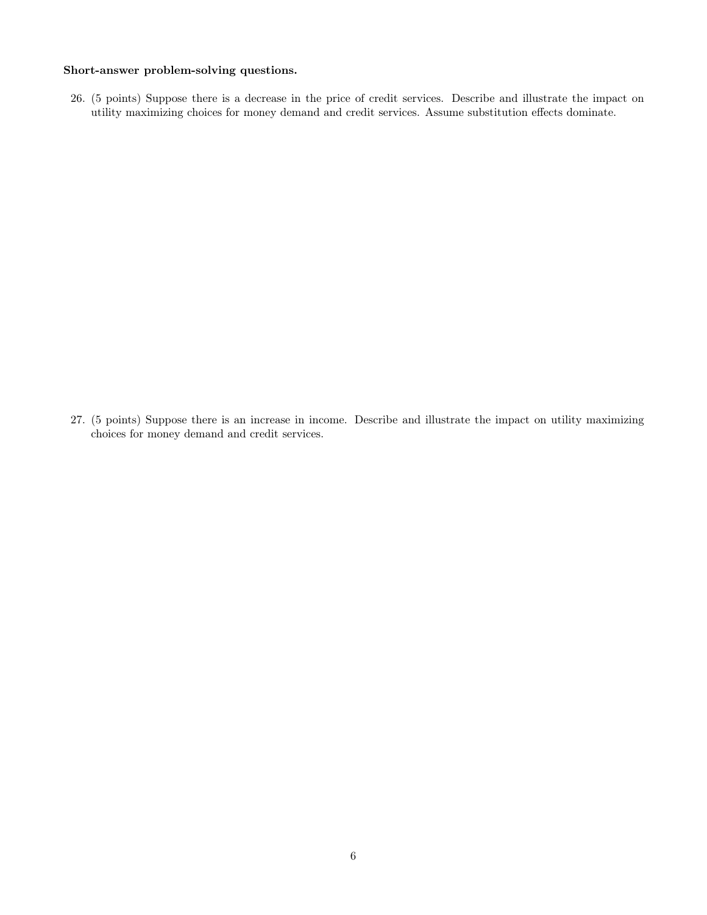**Short-answer problem-solving questions.**

26. (5 points) Suppose there is a decrease in the price of credit services. Describe and illustrate the impact on utility maximizing choices for money demand and credit services. Assume substitution effects dominate.

27. (5 points) Suppose there is an increase in income. Describe and illustrate the impact on utility maximizing choices for money demand and credit services.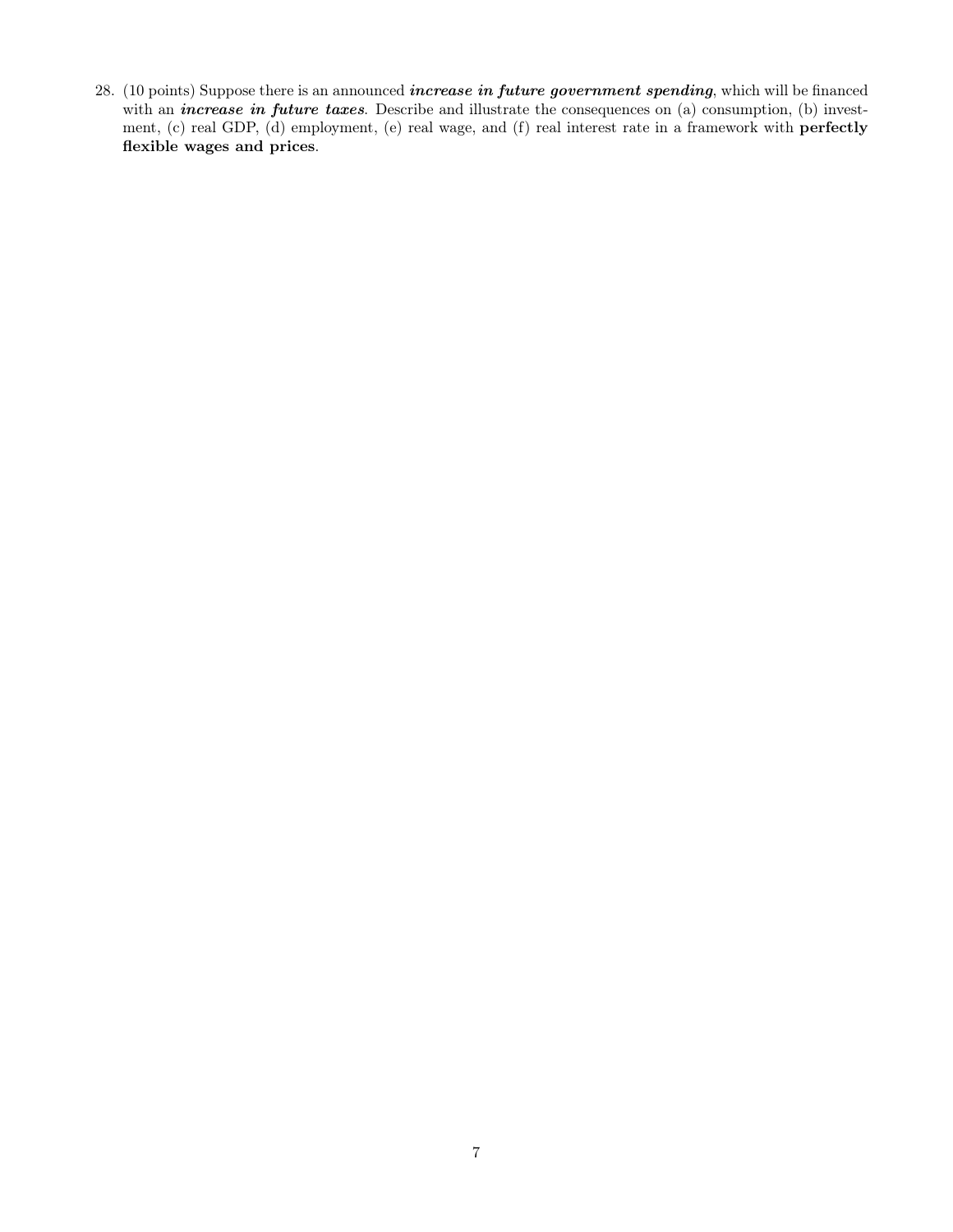28. (10 points) Suppose there is an announced ***increase in future government spending***, which will be financed with an ***increase in future taxes***. Describe and illustrate the consequences on (a) consumption, (b) investment, (c) real GDP, (d) employment, (e) real wage, and (f) real interest rate in a framework with **perfectly flexible wages and prices**.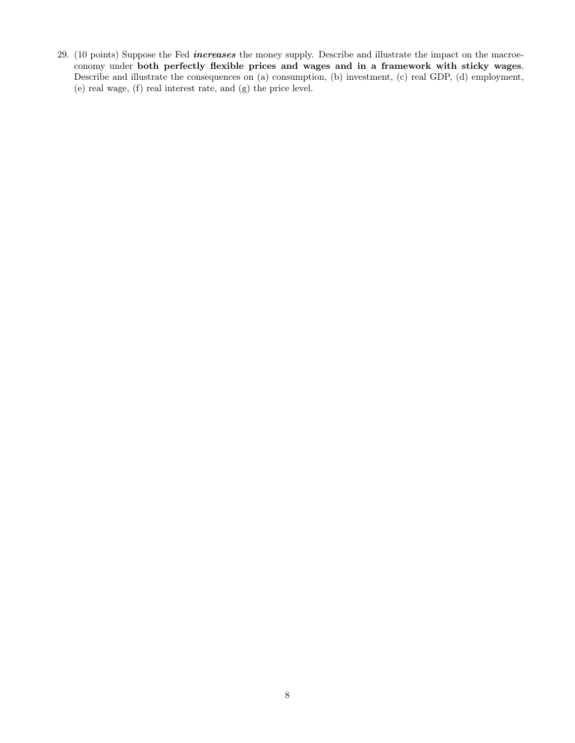29. (10 points) Suppose the Fed ***increases*** the money supply. Describe and illustrate the impact on the macroeconomy under **both perfectly flexible prices and wages and in a framework with sticky wages**. Describe and illustrate the consequences on (a) consumption, (b) investment, (c) real GDP, (d) employment, (e) real wage, (f) real interest rate, and (g) the price level.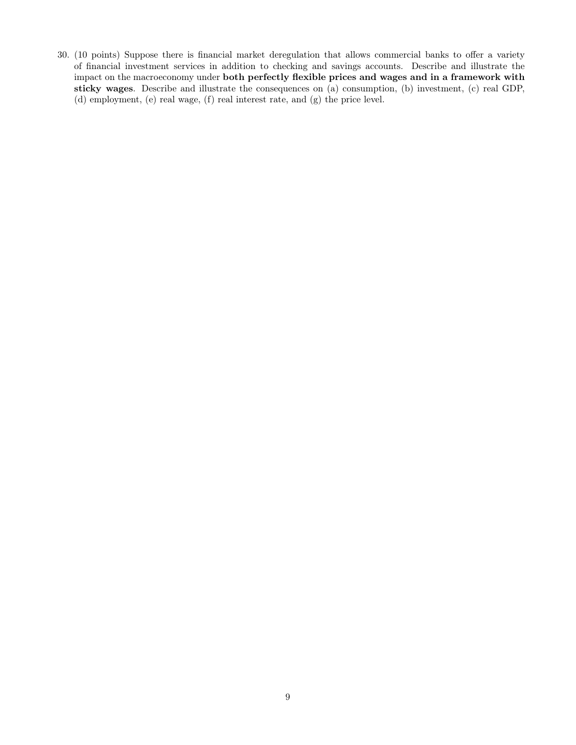30. (10 points) Suppose there is financial market deregulation that allows commercial banks to offer a variety of financial investment services in addition to checking and savings accounts. Describe and illustrate the impact on the macroeconomy under **both perfectly flexible prices and wages and in a framework with sticky wages**. Describe and illustrate the consequences on (a) consumption, (b) investment, (c) real GDP, (d) employment, (e) real wage, (f) real interest rate, and (g) the price level.